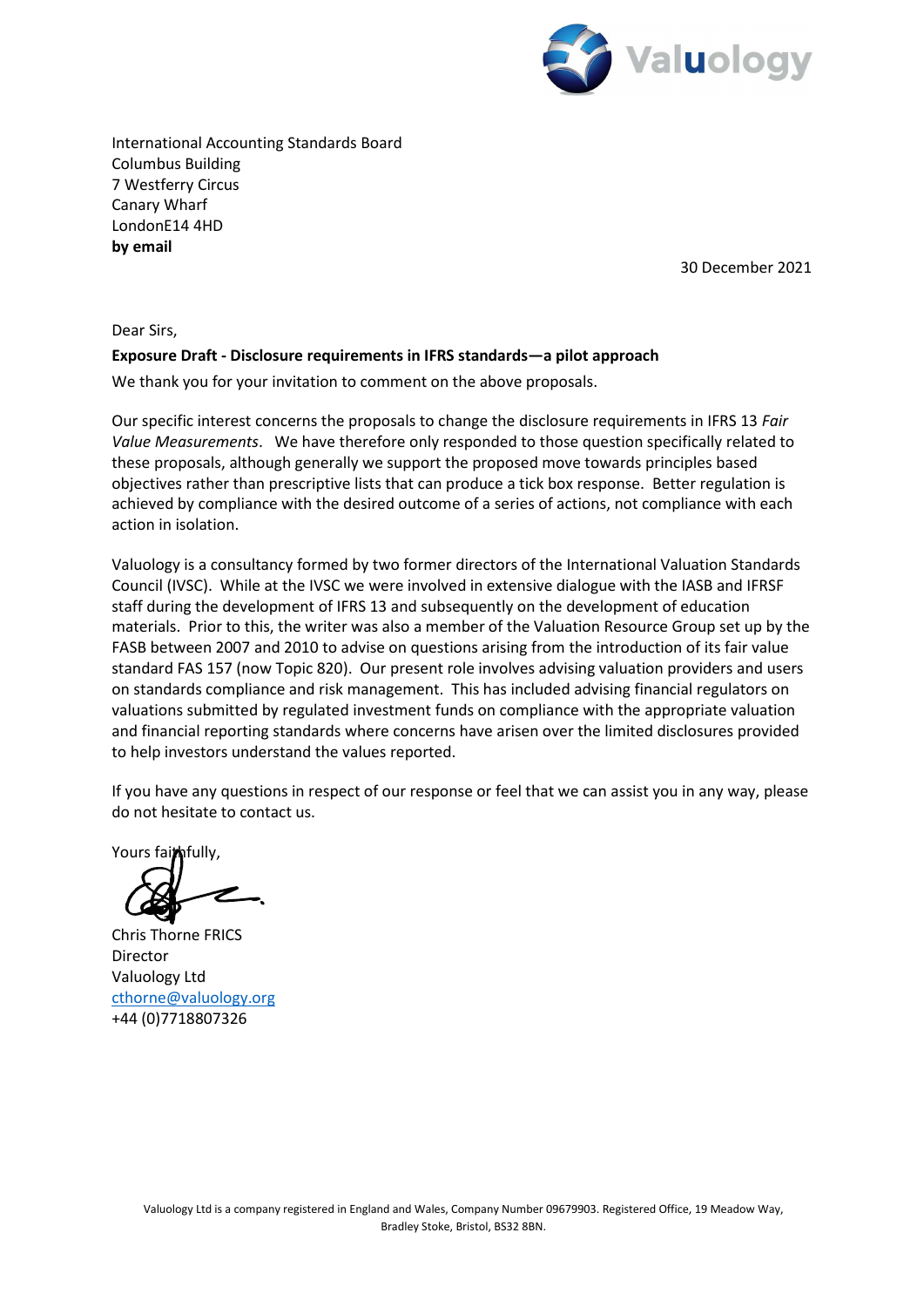Valuology

International Accounting Standards Board
Columbus Building
7 Westferry Circus
Canary Wharf
LondonE14 4HD
**by email**

30 December 2021

Dear Sirs,

**Exposure Draft - Disclosure requirements in IFRS standards—a pilot approach**

We thank you for your invitation to comment on the above proposals.

Our specific interest concerns the proposals to change the disclosure requirements in IFRS 13 *Fair Value Measurements*. We have therefore only responded to those question specifically related to these proposals, although generally we support the proposed move towards principles based objectives rather than prescriptive lists that can produce a tick box response. Better regulation is achieved by compliance with the desired outcome of a series of actions, not compliance with each action in isolation.

Valuology is a consultancy formed by two former directors of the International Valuation Standards Council (IVSC). While at the IVSC we were involved in extensive dialogue with the IASB and IFRSF staff during the development of IFRS 13 and subsequently on the development of education materials. Prior to this, the writer was also a member of the Valuation Resource Group set up by the FASB between 2007 and 2010 to advise on questions arising from the introduction of its fair value standard FAS 157 (now Topic 820). Our present role involves advising valuation providers and users on standards compliance and risk management. This has included advising financial regulators on valuations submitted by regulated investment funds on compliance with the appropriate valuation and financial reporting standards where concerns have arisen over the limited disclosures provided to help investors understand the values reported.

If you have any questions in respect of our response or feel that we can assist you in any way, please do not hesitate to contact us.

Yours faithfully,

Chris Thorne FRICS
Director
Valuology Ltd
cthorne@valuology.org
+44 (0)7718807326

Valuology Ltd is a company registered in England and Wales, Company Number 09679903. Registered Office, 19 Meadow Way, Bradley Stoke, Bristol, BS32 8BN.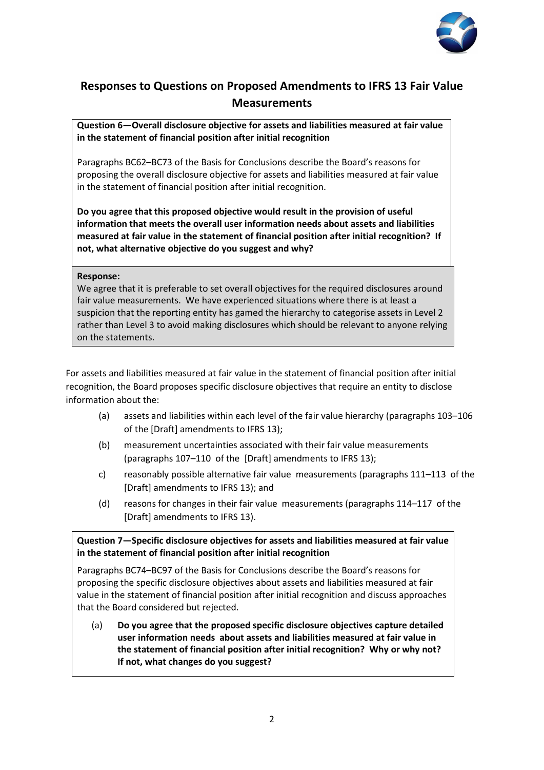## Responses to Questions on Proposed Amendments to IFRS 13 Fair Value Measurements

**Question 6—Overall disclosure objective for assets and liabilities measured at fair value in the statement of financial position after initial recognition**

Paragraphs BC62–BC73 of the Basis for Conclusions describe the Board's reasons for proposing the overall disclosure objective for assets and liabilities measured at fair value in the statement of financial position after initial recognition.

**Do you agree that this proposed objective would result in the provision of useful information that meets the overall user information needs about assets and liabilities measured at fair value in the statement of financial position after initial recognition? If not, what alternative objective do you suggest and why?**

**Response:**
We agree that it is preferable to set overall objectives for the required disclosures around fair value measurements. We have experienced situations where there is at least a suspicion that the reporting entity has gamed the hierarchy to categorise assets in Level 2 rather than Level 3 to avoid making disclosures which should be relevant to anyone relying on the statements.

For assets and liabilities measured at fair value in the statement of financial position after initial recognition, the Board proposes specific disclosure objectives that require an entity to disclose information about the:

(a) assets and liabilities within each level of the fair value hierarchy (paragraphs 103–106 of the [Draft] amendments to IFRS 13);

(b) measurement uncertainties associated with their fair value measurements (paragraphs 107–110 of the [Draft] amendments to IFRS 13);

c) reasonably possible alternative fair value measurements (paragraphs 111–113 of the [Draft] amendments to IFRS 13); and

(d) reasons for changes in their fair value measurements (paragraphs 114–117 of the [Draft] amendments to IFRS 13).

**Question 7—Specific disclosure objectives for assets and liabilities measured at fair value in the statement of financial position after initial recognition**

Paragraphs BC74–BC97 of the Basis for Conclusions describe the Board's reasons for proposing the specific disclosure objectives about assets and liabilities measured at fair value in the statement of financial position after initial recognition and discuss approaches that the Board considered but rejected.

(a) **Do you agree that the proposed specific disclosure objectives capture detailed user information needs about assets and liabilities measured at fair value in the statement of financial position after initial recognition? Why or why not? If not, what changes do you suggest?**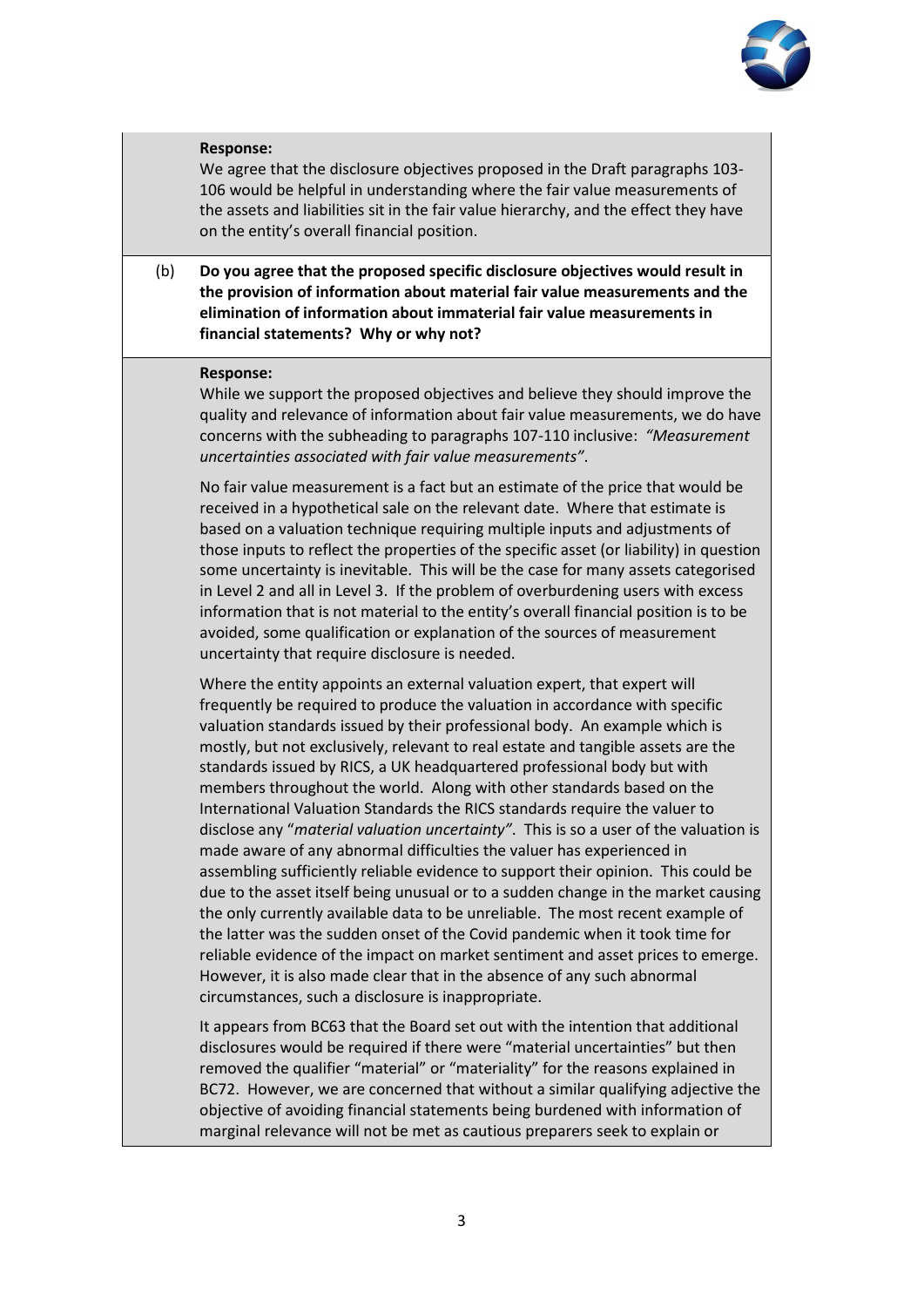**Response:**

We agree that the disclosure objectives proposed in the Draft paragraphs 103-106 would be helpful in understanding where the fair value measurements of the assets and liabilities sit in the fair value hierarchy, and the effect they have on the entity's overall financial position.

(b) **Do you agree that the proposed specific disclosure objectives would result in the provision of information about material fair value measurements and the elimination of information about immaterial fair value measurements in financial statements? Why or why not?**

**Response:**

While we support the proposed objectives and believe they should improve the quality and relevance of information about fair value measurements, we do have concerns with the subheading to paragraphs 107-110 inclusive: *"Measurement uncertainties associated with fair value measurements"*.

No fair value measurement is a fact but an estimate of the price that would be received in a hypothetical sale on the relevant date. Where that estimate is based on a valuation technique requiring multiple inputs and adjustments of those inputs to reflect the properties of the specific asset (or liability) in question some uncertainty is inevitable. This will be the case for many assets categorised in Level 2 and all in Level 3. If the problem of overburdening users with excess information that is not material to the entity's overall financial position is to be avoided, some qualification or explanation of the sources of measurement uncertainty that require disclosure is needed.

Where the entity appoints an external valuation expert, that expert will frequently be required to produce the valuation in accordance with specific valuation standards issued by their professional body. An example which is mostly, but not exclusively, relevant to real estate and tangible assets are the standards issued by RICS, a UK headquartered professional body but with members throughout the world. Along with other standards based on the International Valuation Standards the RICS standards require the valuer to disclose any "*material valuation uncertainty"*. This is so a user of the valuation is made aware of any abnormal difficulties the valuer has experienced in assembling sufficiently reliable evidence to support their opinion. This could be due to the asset itself being unusual or to a sudden change in the market causing the only currently available data to be unreliable. The most recent example of the latter was the sudden onset of the Covid pandemic when it took time for reliable evidence of the impact on market sentiment and asset prices to emerge. However, it is also made clear that in the absence of any such abnormal circumstances, such a disclosure is inappropriate.

It appears from BC63 that the Board set out with the intention that additional disclosures would be required if there were "material uncertainties" but then removed the qualifier "material" or "materiality" for the reasons explained in BC72. However, we are concerned that without a similar qualifying adjective the objective of avoiding financial statements being burdened with information of marginal relevance will not be met as cautious preparers seek to explain or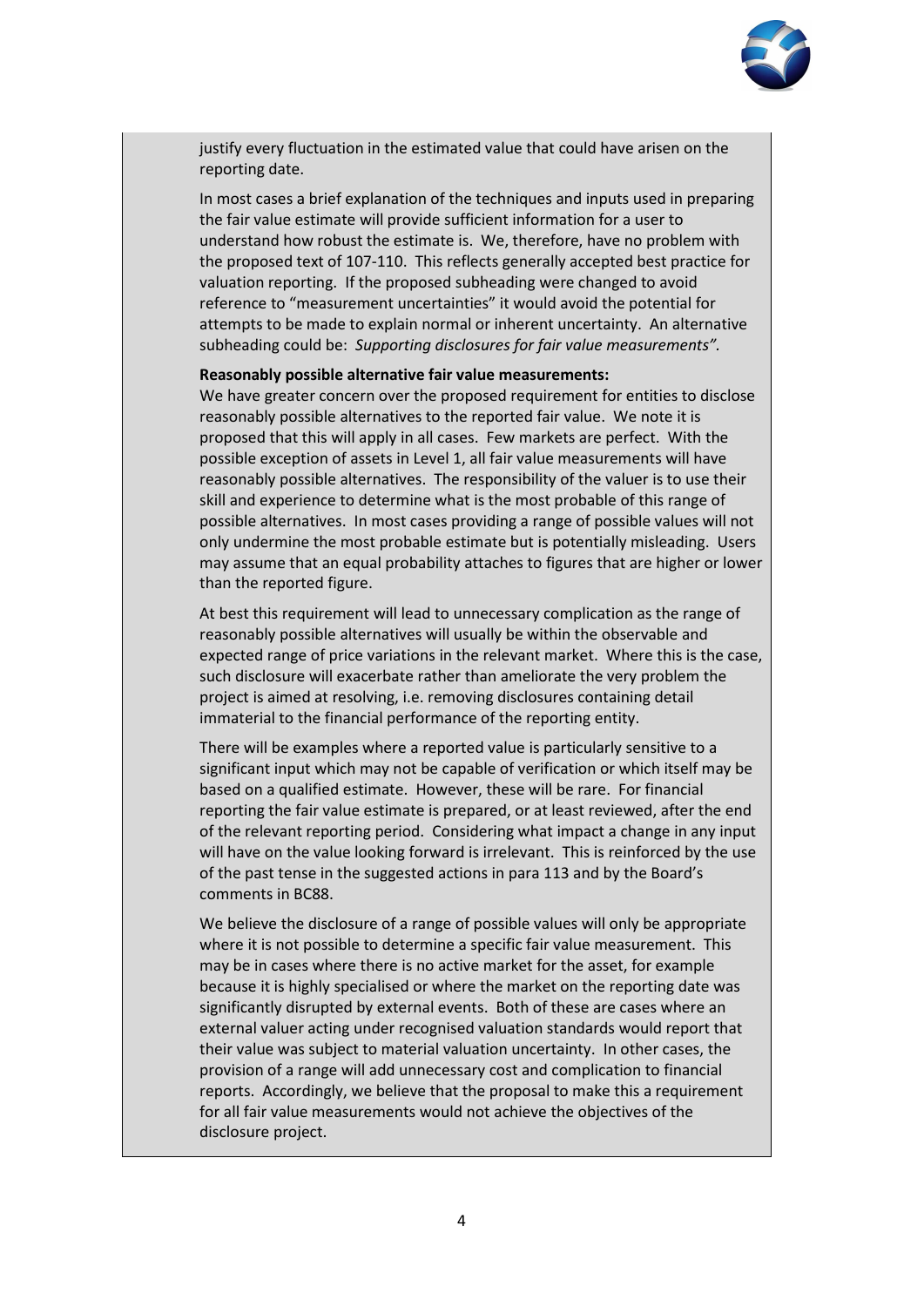justify every fluctuation in the estimated value that could have arisen on the reporting date.

In most cases a brief explanation of the techniques and inputs used in preparing the fair value estimate will provide sufficient information for a user to understand how robust the estimate is. We, therefore, have no problem with the proposed text of 107-110. This reflects generally accepted best practice for valuation reporting. If the proposed subheading were changed to avoid reference to "measurement uncertainties" it would avoid the potential for attempts to be made to explain normal or inherent uncertainty. An alternative subheading could be: *Supporting disclosures for fair value measurements".*

**Reasonably possible alternative fair value measurements:**

We have greater concern over the proposed requirement for entities to disclose reasonably possible alternatives to the reported fair value. We note it is proposed that this will apply in all cases. Few markets are perfect. With the possible exception of assets in Level 1, all fair value measurements will have reasonably possible alternatives. The responsibility of the valuer is to use their skill and experience to determine what is the most probable of this range of possible alternatives. In most cases providing a range of possible values will not only undermine the most probable estimate but is potentially misleading. Users may assume that an equal probability attaches to figures that are higher or lower than the reported figure.

At best this requirement will lead to unnecessary complication as the range of reasonably possible alternatives will usually be within the observable and expected range of price variations in the relevant market. Where this is the case, such disclosure will exacerbate rather than ameliorate the very problem the project is aimed at resolving, i.e. removing disclosures containing detail immaterial to the financial performance of the reporting entity.

There will be examples where a reported value is particularly sensitive to a significant input which may not be capable of verification or which itself may be based on a qualified estimate. However, these will be rare. For financial reporting the fair value estimate is prepared, or at least reviewed, after the end of the relevant reporting period. Considering what impact a change in any input will have on the value looking forward is irrelevant. This is reinforced by the use of the past tense in the suggested actions in para 113 and by the Board's comments in BC88.

We believe the disclosure of a range of possible values will only be appropriate where it is not possible to determine a specific fair value measurement. This may be in cases where there is no active market for the asset, for example because it is highly specialised or where the market on the reporting date was significantly disrupted by external events. Both of these are cases where an external valuer acting under recognised valuation standards would report that their value was subject to material valuation uncertainty. In other cases, the provision of a range will add unnecessary cost and complication to financial reports. Accordingly, we believe that the proposal to make this a requirement for all fair value measurements would not achieve the objectives of the disclosure project.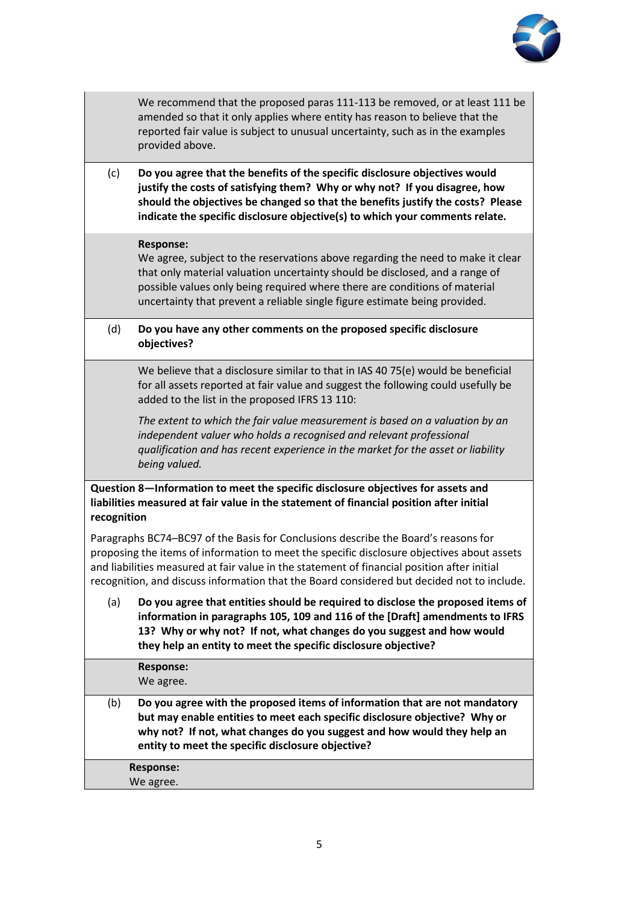We recommend that the proposed paras 111-113 be removed, or at least 111 be amended so that it only applies where entity has reason to believe that the reported fair value is subject to unusual uncertainty, such as in the examples provided above.

(c) **Do you agree that the benefits of the specific disclosure objectives would justify the costs of satisfying them? Why or why not? If you disagree, how should the objectives be changed so that the benefits justify the costs? Please indicate the specific disclosure objective(s) to which your comments relate.**

**Response:**
We agree, subject to the reservations above regarding the need to make it clear that only material valuation uncertainty should be disclosed, and a range of possible values only being required where there are conditions of material uncertainty that prevent a reliable single figure estimate being provided.

(d) **Do you have any other comments on the proposed specific disclosure objectives?**

We believe that a disclosure similar to that in IAS 40 75(e) would be beneficial for all assets reported at fair value and suggest the following could usefully be added to the list in the proposed IFRS 13 110:

*The extent to which the fair value measurement is based on a valuation by an independent valuer who holds a recognised and relevant professional qualification and has recent experience in the market for the asset or liability being valued.*

**Question 8—Information to meet the specific disclosure objectives for assets and liabilities measured at fair value in the statement of financial position after initial recognition**

Paragraphs BC74–BC97 of the Basis for Conclusions describe the Board's reasons for proposing the items of information to meet the specific disclosure objectives about assets and liabilities measured at fair value in the statement of financial position after initial recognition, and discuss information that the Board considered but decided not to include.

(a) **Do you agree that entities should be required to disclose the proposed items of information in paragraphs 105, 109 and 116 of the [Draft] amendments to IFRS 13? Why or why not? If not, what changes do you suggest and how would they help an entity to meet the specific disclosure objective?**

**Response:**
We agree.

(b) **Do you agree with the proposed items of information that are not mandatory but may enable entities to meet each specific disclosure objective? Why or why not? If not, what changes do you suggest and how would they help an entity to meet the specific disclosure objective?**

**Response:**
We agree.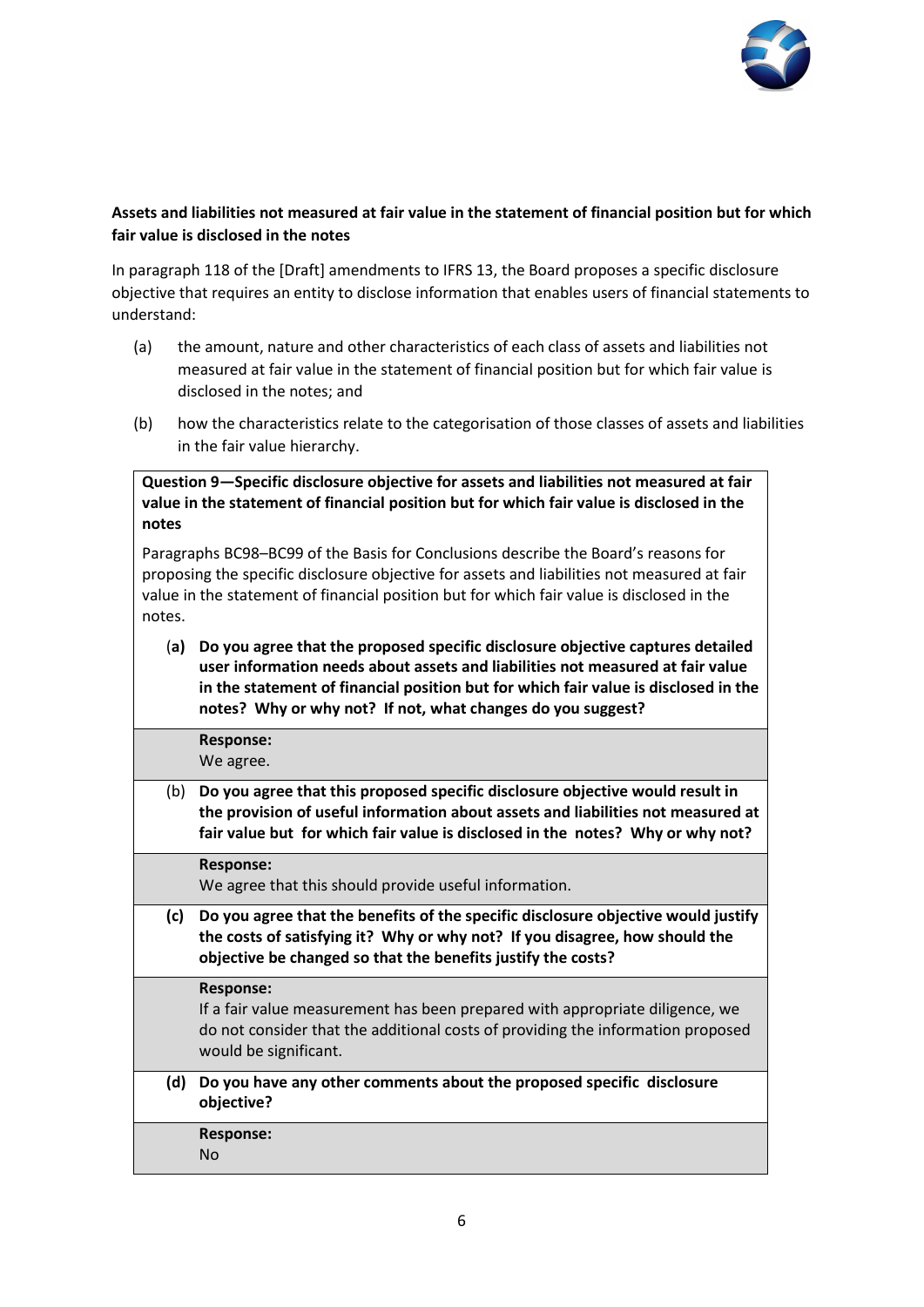**Assets and liabilities not measured at fair value in the statement of financial position but for which fair value is disclosed in the notes**

In paragraph 118 of the [Draft] amendments to IFRS 13, the Board proposes a specific disclosure objective that requires an entity to disclose information that enables users of financial statements to understand:

(a) the amount, nature and other characteristics of each class of assets and liabilities not measured at fair value in the statement of financial position but for which fair value is disclosed in the notes; and

(b) how the characteristics relate to the categorisation of those classes of assets and liabilities in the fair value hierarchy.

**Question 9—Specific disclosure objective for assets and liabilities not measured at fair value in the statement of financial position but for which fair value is disclosed in the notes**

Paragraphs BC98–BC99 of the Basis for Conclusions describe the Board's reasons for proposing the specific disclosure objective for assets and liabilities not measured at fair value in the statement of financial position but for which fair value is disclosed in the notes.

(**a) Do you agree that the proposed specific disclosure objective captures detailed user information needs about assets and liabilities not measured at fair value in the statement of financial position but for which fair value is disclosed in the notes? Why or why not? If not, what changes do you suggest?**

**Response:**
We agree.

(b) **Do you agree that this proposed specific disclosure objective would result in the provision of useful information about assets and liabilities not measured at fair value but for which fair value is disclosed in the notes? Why or why not?**

**Response:**
We agree that this should provide useful information.

**(c) Do you agree that the benefits of the specific disclosure objective would justify the costs of satisfying it? Why or why not? If you disagree, how should the objective be changed so that the benefits justify the costs?**

**Response:**
If a fair value measurement has been prepared with appropriate diligence, we do not consider that the additional costs of providing the information proposed would be significant.

**(d) Do you have any other comments about the proposed specific disclosure objective?**

**Response:**
No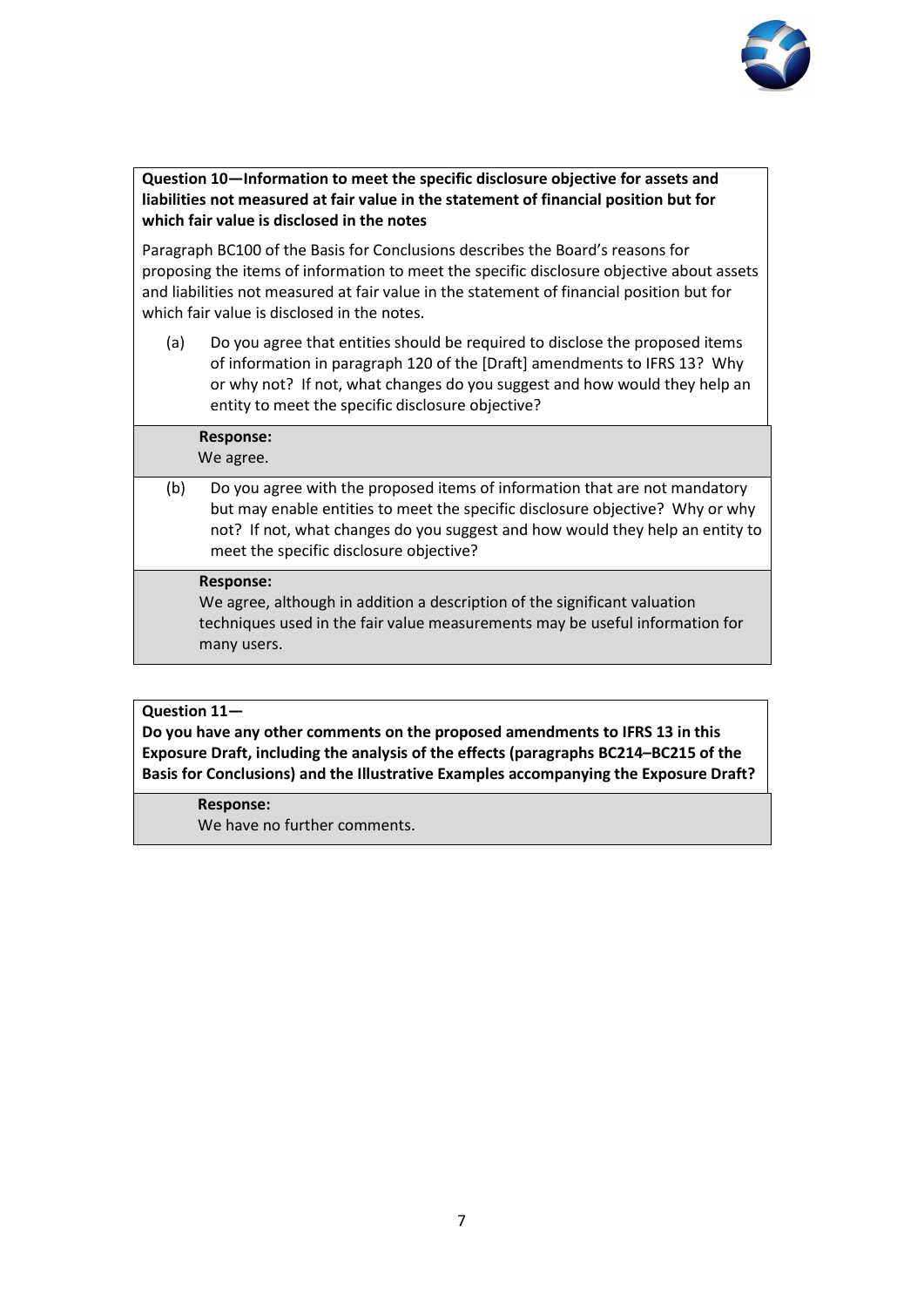**Question 10—Information to meet the specific disclosure objective for assets and liabilities not measured at fair value in the statement of financial position but for which fair value is disclosed in the notes**

Paragraph BC100 of the Basis for Conclusions describes the Board's reasons for proposing the items of information to meet the specific disclosure objective about assets and liabilities not measured at fair value in the statement of financial position but for which fair value is disclosed in the notes.

(a) Do you agree that entities should be required to disclose the proposed items of information in paragraph 120 of the [Draft] amendments to IFRS 13? Why or why not? If not, what changes do you suggest and how would they help an entity to meet the specific disclosure objective?

**Response:**
We agree.

(b) Do you agree with the proposed items of information that are not mandatory but may enable entities to meet the specific disclosure objective? Why or why not? If not, what changes do you suggest and how would they help an entity to meet the specific disclosure objective?

**Response:**
We agree, although in addition a description of the significant valuation techniques used in the fair value measurements may be useful information for many users.

**Question 11—**
**Do you have any other comments on the proposed amendments to IFRS 13 in this Exposure Draft, including the analysis of the effects (paragraphs BC214–BC215 of the Basis for Conclusions) and the Illustrative Examples accompanying the Exposure Draft?**

**Response:**
We have no further comments.